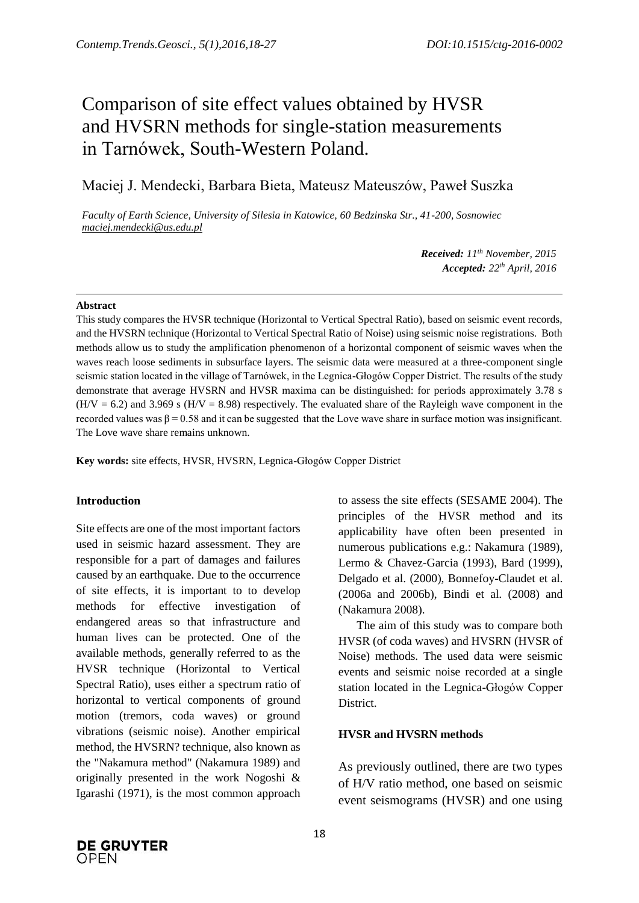# Comparison of site effect values obtained by HVSR and HVSRN methods for single-station measurements in Tarnówek, South-Western Poland.

Maciej J. Mendecki, Barbara Bieta, Mateusz Mateuszów, Paweł Suszka

*Faculty of Earth Science, University of Silesia in Katowice, 60 Bedzinska Str., 41-200, Sosnowiec*
*maciej.mendecki@us.edu.pl*

***Received:** 11th November, 2015*
***Accepted:** 22th April, 2016*

---

**Abstract**

This study compares the HVSR technique (Horizontal to Vertical Spectral Ratio), based on seismic event records, and the HVSRN technique (Horizontal to Vertical Spectral Ratio of Noise) using seismic noise registrations. Both methods allow us to study the amplification phenomenon of a horizontal component of seismic waves when the waves reach loose sediments in subsurface layers. The seismic data were measured at a three-component single seismic station located in the village of Tarnówek, in the Legnica-Głogów Copper District. The results of the study demonstrate that average HVSRN and HVSR maxima can be distinguished: for periods approximately 3.78 s (H/V = 6.2) and 3.969 s (H/V = 8.98) respectively. The evaluated share of the Rayleigh wave component in the recorded values was $\beta = 0.58$ and it can be suggested that the Love wave share in surface motion was insignificant. The Love wave share remains unknown.

**Key words:** site effects, HVSR, HVSRN, Legnica-Głogów Copper District

## Introduction

Site effects are one of the most important factors used in seismic hazard assessment. They are responsible for a part of damages and failures caused by an earthquake. Due to the occurrence of site effects, it is important to to develop methods for effective investigation of endangered areas so that infrastructure and human lives can be protected. One of the available methods, generally referred to as the HVSR technique (Horizontal to Vertical Spectral Ratio), uses either a spectrum ratio of horizontal to vertical components of ground motion (tremors, coda waves) or ground vibrations (seismic noise). Another empirical method, the HVSRN? technique, also known as the "Nakamura method" (Nakamura 1989) and originally presented in the work Nogoshi & Igarashi (1971), is the most common approach to assess the site effects (SESAME 2004). The principles of the HVSR method and its applicability have often been presented in numerous publications e.g.: Nakamura (1989), Lermo & Chavez-Garcia (1993), Bard (1999), Delgado et al. (2000), Bonnefoy-Claudet et al. (2006a and 2006b), Bindi et al. (2008) and (Nakamura 2008).

The aim of this study was to compare both HVSR (of coda waves) and HVSRN (HVSR of Noise) methods. The used data were seismic events and seismic noise recorded at a single station located in the Legnica-Głogów Copper District.

## HVSR and HVSRN methods

As previously outlined, there are two types of H/V ratio method, one based on seismic event seismograms (HVSR) and one using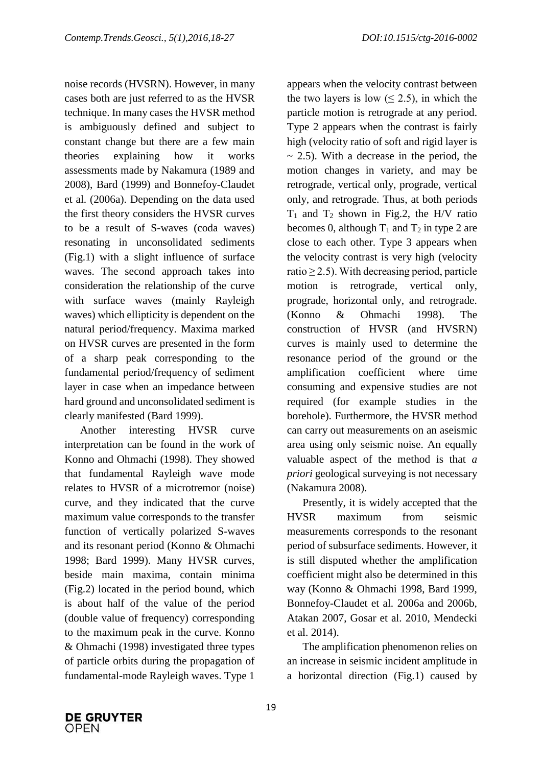noise records (HVSRN). However, in many cases both are just referred to as the HVSR technique. In many cases the HVSR method is ambiguously defined and subject to constant change but there are a few main theories explaining how it works assessments made by Nakamura (1989 and 2008), Bard (1999) and Bonnefoy-Claudet et al. (2006a). Depending on the data used the first theory considers the HVSR curves to be a result of S-waves (coda waves) resonating in unconsolidated sediments (Fig.1) with a slight influence of surface waves. The second approach takes into consideration the relationship of the curve with surface waves (mainly Rayleigh waves) which ellipticity is dependent on the natural period/frequency. Maxima marked on HVSR curves are presented in the form of a sharp peak corresponding to the fundamental period/frequency of sediment layer in case when an impedance between hard ground and unconsolidated sediment is clearly manifested (Bard 1999).

Another interesting HVSR curve interpretation can be found in the work of Konno and Ohmachi (1998). They showed that fundamental Rayleigh wave mode relates to HVSR of a microtremor (noise) curve, and they indicated that the curve maximum value corresponds to the transfer function of vertically polarized S-waves and its resonant period (Konno & Ohmachi 1998; Bard 1999). Many HVSR curves, beside main maxima, contain minima (Fig.2) located in the period bound, which is about half of the value of the period (double value of frequency) corresponding to the maximum peak in the curve. Konno & Ohmachi (1998) investigated three types of particle orbits during the propagation of fundamental-mode Rayleigh waves. Type 1 appears when the velocity contrast between the two layers is low ($\leq 2.5$), in which the particle motion is retrograde at any period. Type 2 appears when the contrast is fairly high (velocity ratio of soft and rigid layer is $\sim 2.5$). With a decrease in the period, the motion changes in variety, and may be retrograde, vertical only, prograde, vertical only, and retrograde. Thus, at both periods $T_1$ and $T_2$ shown in Fig.2, the H/V ratio becomes 0, although $T_1$ and $T_2$ in type 2 are close to each other. Type 3 appears when the velocity contrast is very high (velocity ratio $\geq 2.5$). With decreasing period, particle motion is retrograde, vertical only, prograde, horizontal only, and retrograde. (Konno & Ohmachi 1998). The construction of HVSR (and HVSRN) curves is mainly used to determine the resonance period of the ground or the amplification coefficient where time consuming and expensive studies are not required (for example studies in the borehole). Furthermore, the HVSR method can carry out measurements on an aseismic area using only seismic noise. An equally valuable aspect of the method is that *a priori* geological surveying is not necessary (Nakamura 2008).

Presently, it is widely accepted that the HVSR maximum from seismic measurements corresponds to the resonant period of subsurface sediments. However, it is still disputed whether the amplification coefficient might also be determined in this way (Konno & Ohmachi 1998, Bard 1999, Bonnefoy-Claudet et al. 2006a and 2006b, Atakan 2007, Gosar et al. 2010, Mendecki et al. 2014).

The amplification phenomenon relies on an increase in seismic incident amplitude in a horizontal direction (Fig.1) caused by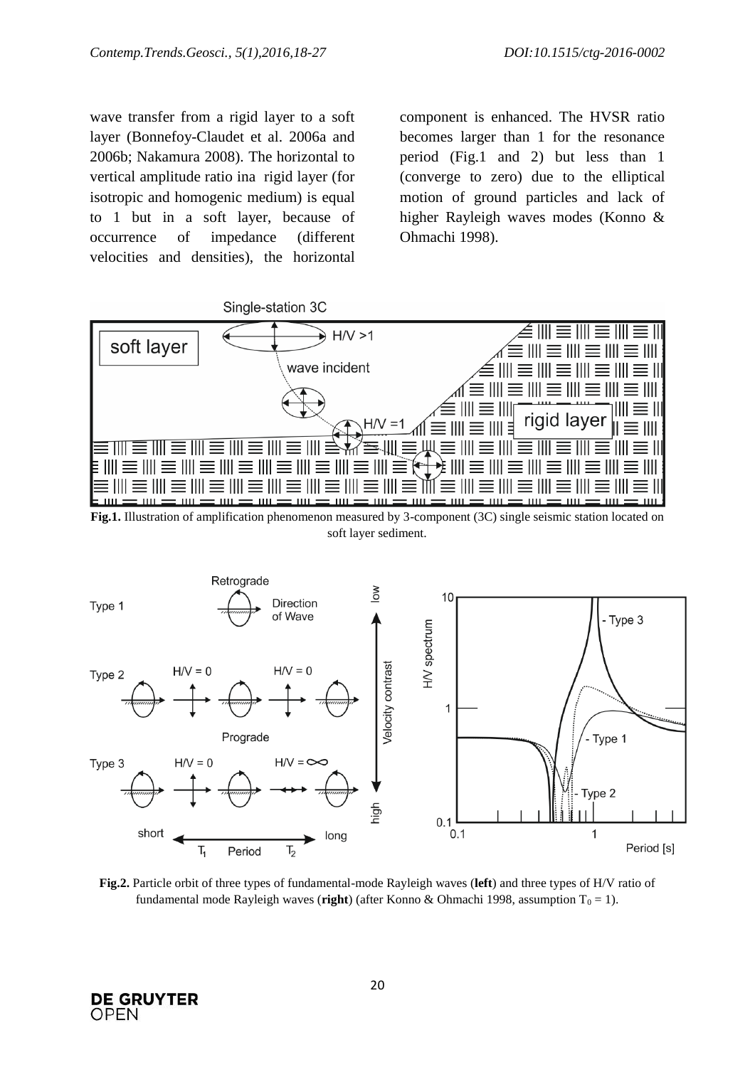wave transfer from a rigid layer to a soft layer (Bonnefoy-Claudet et al. 2006a and 2006b; Nakamura 2008). The horizontal to vertical amplitude ratio ina rigid layer (for isotropic and homogenic medium) is equal to 1 but in a soft layer, because of occurrence of impedance (different velocities and densities), the horizontal component is enhanced. The HVSR ratio becomes larger than 1 for the resonance period (Fig.1 and 2) but less than 1 (converge to zero) due to the elliptical motion of ground particles and lack of higher Rayleigh waves modes (Konno & Ohmachi 1998).

**Fig.1.** Illustration of amplification phenomenon measured by 3-component (3C) single seismic station located on soft layer sediment.

**Fig.2.** Particle orbit of three types of fundamental-mode Rayleigh waves (**left**) and three types of H/V ratio of fundamental mode Rayleigh waves (**right**) (after Konno & Ohmachi 1998, assumption $T_0 = 1$).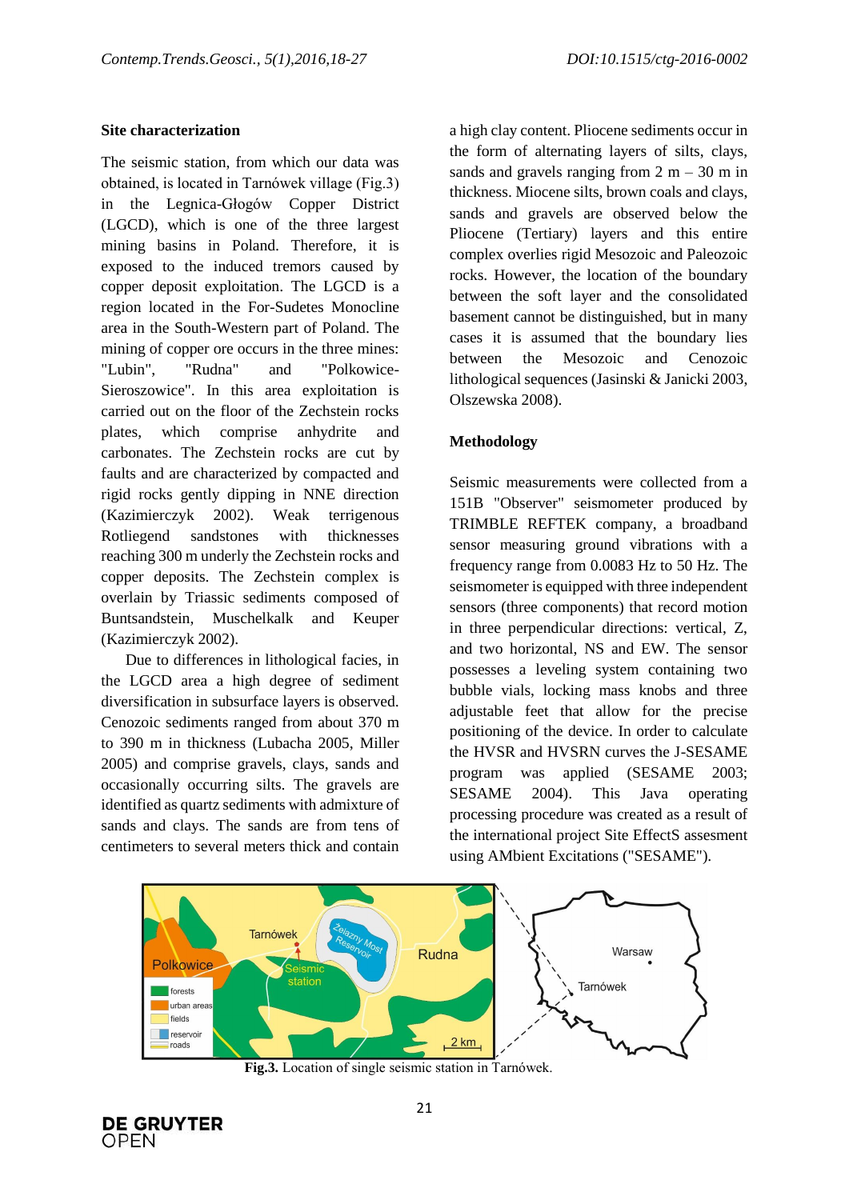### Site characterization

The seismic station, from which our data was obtained, is located in Tarnówek village (Fig.3) in the Legnica-Głogów Copper District (LGCD), which is one of the three largest mining basins in Poland. Therefore, it is exposed to the induced tremors caused by copper deposit exploitation. The LGCD is a region located in the For-Sudetes Monocline area in the South-Western part of Poland. The mining of copper ore occurs in the three mines: "Lubin", "Rudna" and "Polkowice-Sieroszowice". In this area exploitation is carried out on the floor of the Zechstein rocks plates, which comprise anhydrite and carbonates. The Zechstein rocks are cut by faults and are characterized by compacted and rigid rocks gently dipping in NNE direction (Kazimierczyk 2002). Weak terrigenous Rotliegend sandstones with thicknesses reaching 300 m underly the Zechstein rocks and copper deposits. The Zechstein complex is overlain by Triassic sediments composed of Buntsandstein, Muschelkalk and Keuper (Kazimierczyk 2002).

Due to differences in lithological facies, in the LGCD area a high degree of sediment diversification in subsurface layers is observed. Cenozoic sediments ranged from about 370 m to 390 m in thickness (Lubacha 2005, Miller 2005) and comprise gravels, clays, sands and occasionally occurring silts. The gravels are identified as quartz sediments with admixture of sands and clays. The sands are from tens of centimeters to several meters thick and contain a high clay content. Pliocene sediments occur in the form of alternating layers of silts, clays, sands and gravels ranging from 2 m – 30 m in thickness. Miocene silts, brown coals and clays, sands and gravels are observed below the Pliocene (Tertiary) layers and this entire complex overlies rigid Mesozoic and Paleozoic rocks. However, the location of the boundary between the soft layer and the consolidated basement cannot be distinguished, but in many cases it is assumed that the boundary lies between the Mesozoic and Cenozoic lithological sequences (Jasinski & Janicki 2003, Olszewska 2008).

### Methodology

Seismic measurements were collected from a 151B "Observer" seismometer produced by TRIMBLE REFTEK company, a broadband sensor measuring ground vibrations with a frequency range from 0.0083 Hz to 50 Hz. The seismometer is equipped with three independent sensors (three components) that record motion in three perpendicular directions: vertical, Z, and two horizontal, NS and EW. The sensor possesses a leveling system containing two bubble vials, locking mass knobs and three adjustable feet that allow for the precise positioning of the device. In order to calculate the HVSR and HVSRN curves the J-SESAME program was applied (SESAME 2003; SESAME 2004). This Java operating processing procedure was created as a result of the international project Site EffectS assesment using AMbient Excitations ("SESAME").

**Fig.3.** Location of single seismic station in Tarnówek.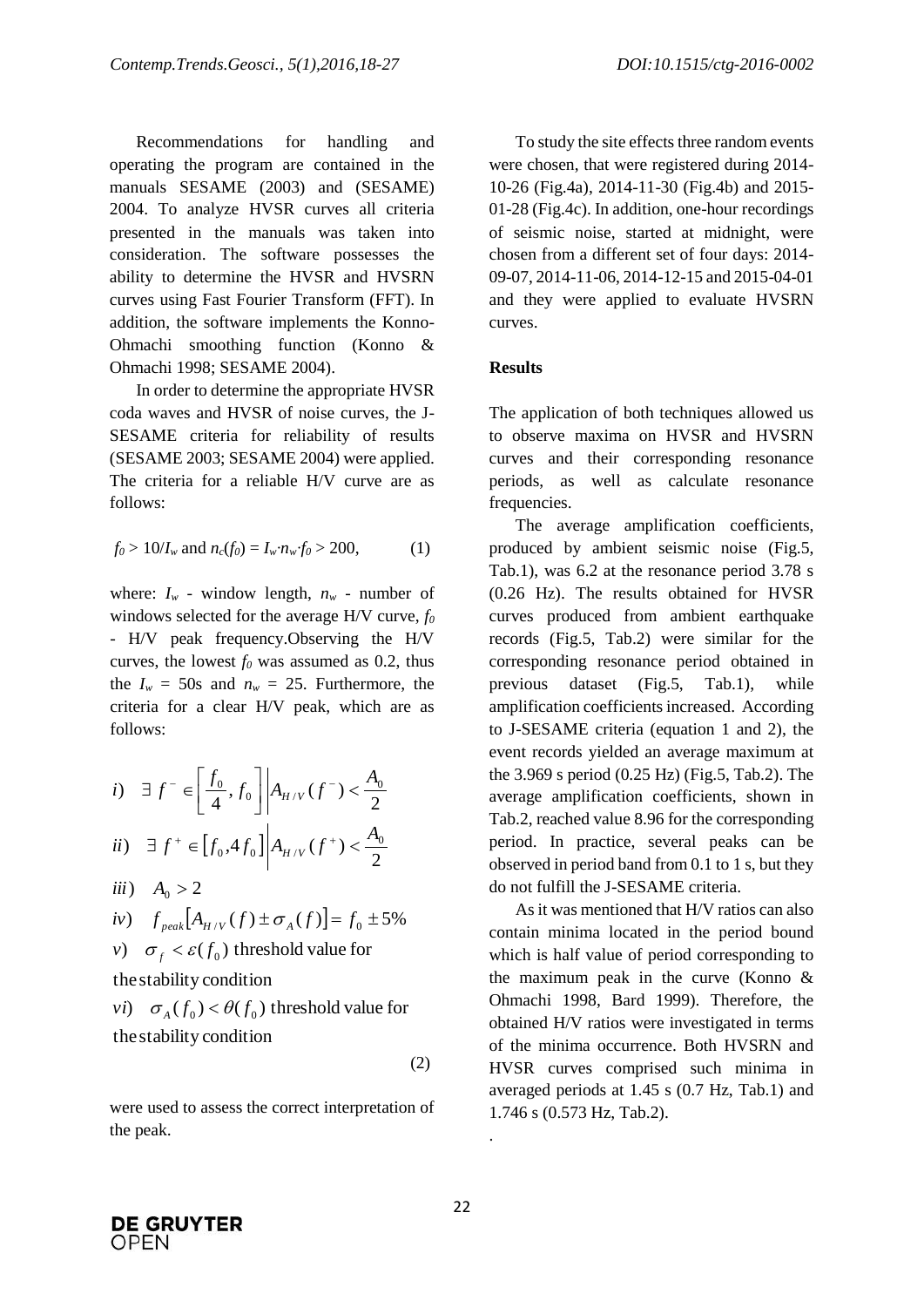Recommendations for handling and operating the program are contained in the manuals SESAME (2003) and (SESAME) 2004. To analyze HVSR curves all criteria presented in the manuals was taken into consideration. The software possesses the ability to determine the HVSR and HVSRN curves using Fast Fourier Transform (FFT). In addition, the software implements the Konno-Ohmachi smoothing function (Konno & Ohmachi 1998; SESAME 2004).

In order to determine the appropriate HVSR coda waves and HVSR of noise curves, the J-SESAME criteria for reliability of results (SESAME 2003; SESAME 2004) were applied. The criteria for a reliable H/V curve are as follows:

$$f_0 > 10/I_w \text{ and } n_c(f_0) = I_w \cdot n_w \cdot f_0 > 200, \tag{1}$$

where: $I_w$ - window length, $n_w$ - number of windows selected for the average H/V curve, $f_0$ - H/V peak frequency.Observing the H/V curves, the lowest $f_0$ was assumed as 0.2, thus the $I_w$ = 50s and $n_w$ = 25. Furthermore, the criteria for a clear H/V peak, which are as follows:

$$\begin{aligned}
&i) \quad \exists\, f^- \in \left[\frac{f_0}{4}, f_0\right] \left| A_{H/V}(f^-) < \frac{A_0}{2} \right. \\
&ii) \quad \exists\, f^+ \in \left[f_0, 4f_0\right] \left| A_{H/V}(f^+) < \frac{A_0}{2} \right. \\
&iii) \quad A_0 > 2 \\
&iv) \quad f_{peak}\left[A_{H/V}(f) \pm \sigma_A(f)\right] = f_0 \pm 5\% \\
&v) \quad \sigma_f < \varepsilon(f_0) \text{ threshold value for the stability condition} \\
&vi) \quad \sigma_A(f_0) < \theta(f_0) \text{ threshold value for the stability condition}
\end{aligned} \tag{2}$$

were used to assess the correct interpretation of the peak.

To study the site effects three random events were chosen, that were registered during 2014-10-26 (Fig.4a), 2014-11-30 (Fig.4b) and 2015-01-28 (Fig.4c). In addition, one-hour recordings of seismic noise, started at midnight, were chosen from a different set of four days: 2014-09-07, 2014-11-06, 2014-12-15 and 2015-04-01 and they were applied to evaluate HVSRN curves.

## Results

The application of both techniques allowed us to observe maxima on HVSR and HVSRN curves and their corresponding resonance periods, as well as calculate resonance frequencies.

The average amplification coefficients, produced by ambient seismic noise (Fig.5, Tab.1), was 6.2 at the resonance period 3.78 s (0.26 Hz). The results obtained for HVSR curves produced from ambient earthquake records (Fig.5, Tab.2) were similar for the corresponding resonance period obtained in previous dataset (Fig.5, Tab.1), while amplification coefficients increased. According to J-SESAME criteria (equation 1 and 2), the event records yielded an average maximum at the 3.969 s period (0.25 Hz) (Fig.5, Tab.2). The average amplification coefficients, shown in Tab.2, reached value 8.96 for the corresponding period. In practice, several peaks can be observed in period band from 0.1 to 1 s, but they do not fulfill the J-SESAME criteria.

As it was mentioned that H/V ratios can also contain minima located in the period bound which is half value of period corresponding to the maximum peak in the curve (Konno & Ohmachi 1998, Bard 1999). Therefore, the obtained H/V ratios were investigated in terms of the minima occurrence. Both HVSRN and HVSR curves comprised such minima in averaged periods at 1.45 s (0.7 Hz, Tab.1) and 1.746 s (0.573 Hz, Tab.2).

.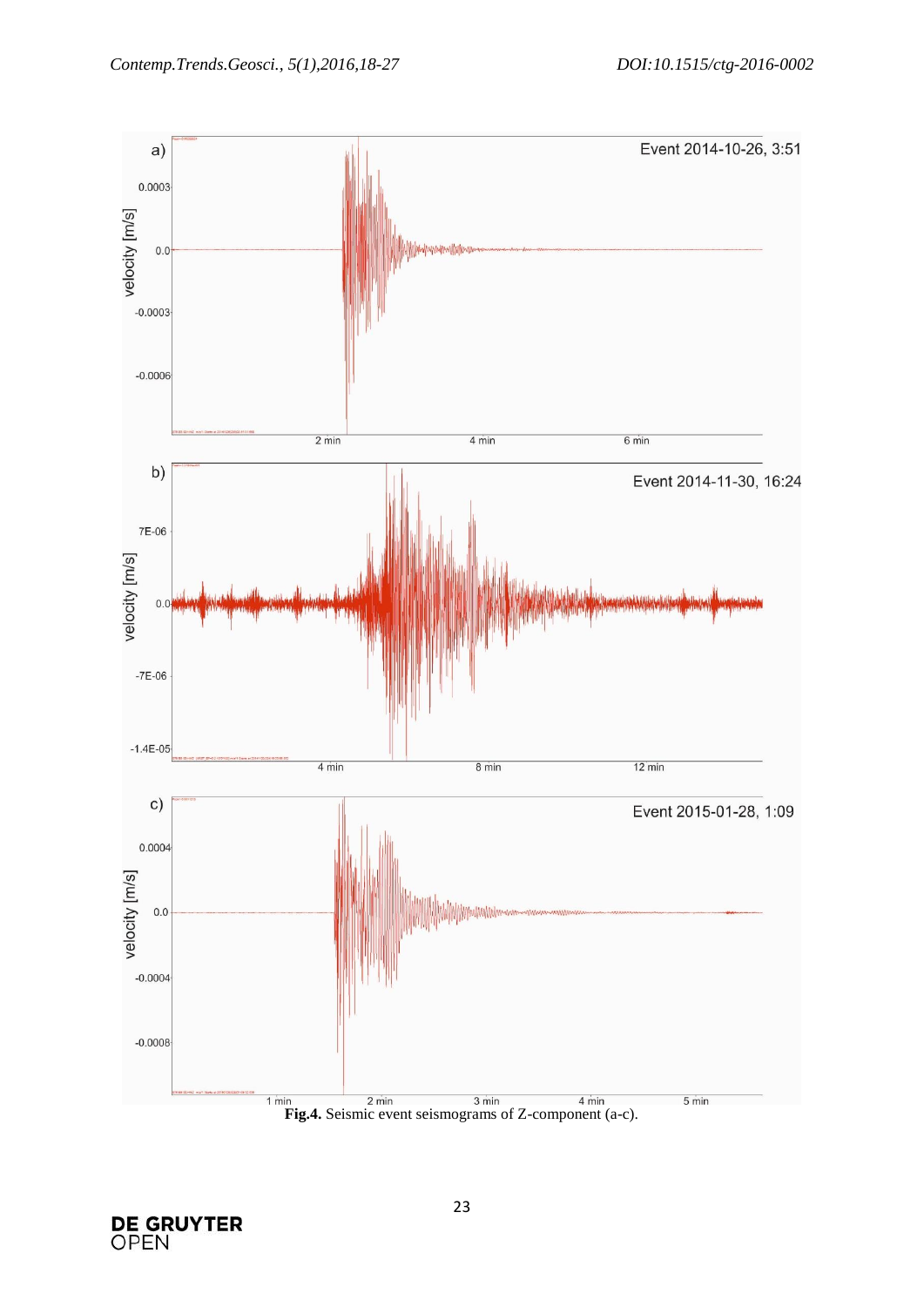**Fig.4.** Seismic event seismograms of Z-component (a-c).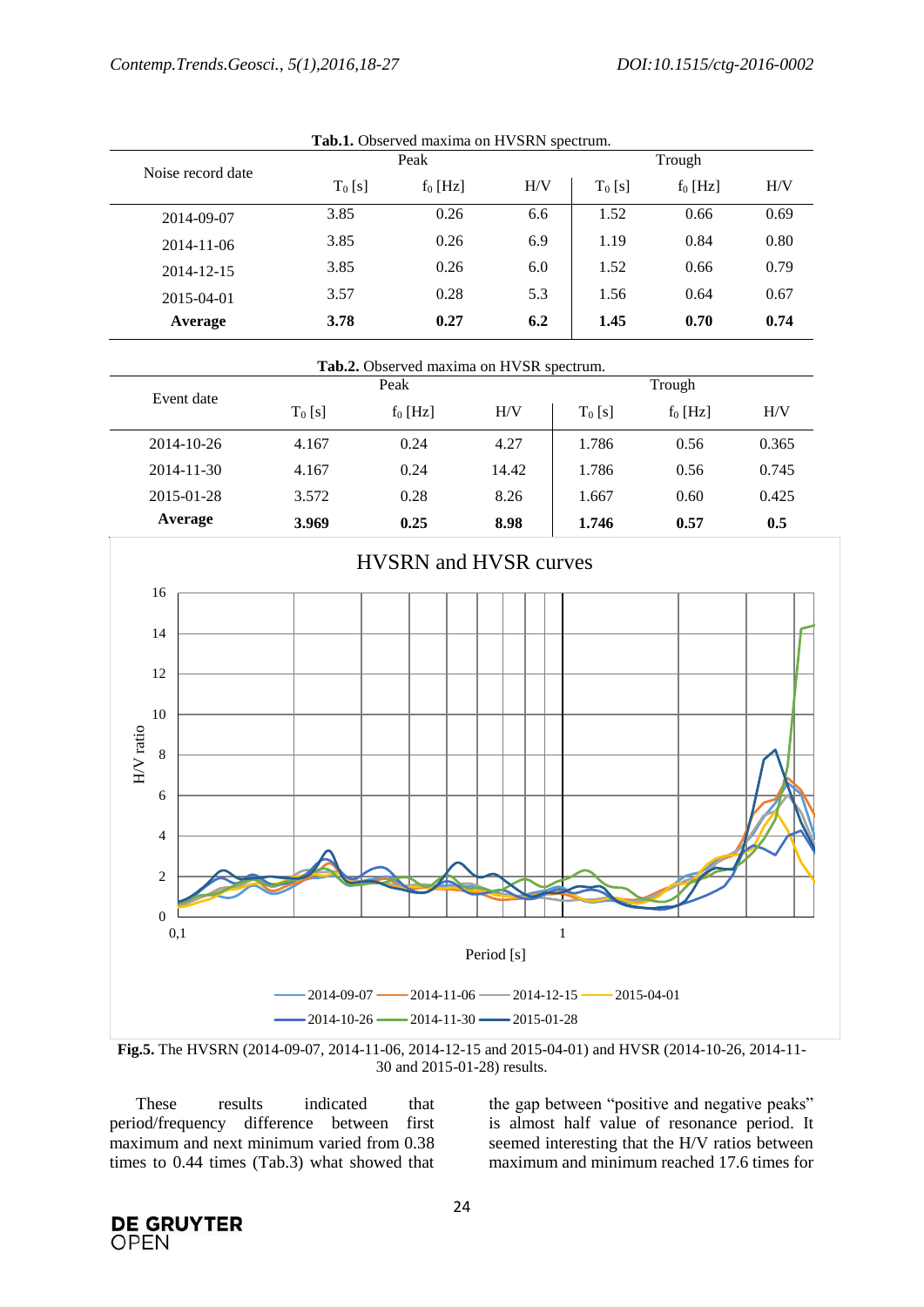**Tab.1.** Observed maxima on HVSRN spectrum.

| Noise record date | Peak | | | Trough | | |
|---|---|---|---|---|---|---|
| | $T_0$ [s] | $f_0$ [Hz] | H/V | $T_0$ [s] | $f_0$ [Hz] | H/V |
| 2014-09-07 | 3.85 | 0.26 | 6.6 | 1.52 | 0.66 | 0.69 |
| 2014-11-06 | 3.85 | 0.26 | 6.9 | 1.19 | 0.84 | 0.80 |
| 2014-12-15 | 3.85 | 0.26 | 6.0 | 1.52 | 0.66 | 0.79 |
| 2015-04-01 | 3.57 | 0.28 | 5.3 | 1.56 | 0.64 | 0.67 |
| **Average** | **3.78** | **0.27** | **6.2** | **1.45** | **0.70** | **0.74** |

**Tab.2.** Observed maxima on HVSR spectrum.

| Event date | Peak | | | Trough | | |
|---|---|---|---|---|---|---|
| | $T_0$ [s] | $f_0$ [Hz] | H/V | $T_0$ [s] | $f_0$ [Hz] | H/V |
| 2014-10-26 | 4.167 | 0.24 | 4.27 | 1.786 | 0.56 | 0.365 |
| 2014-11-30 | 4.167 | 0.24 | 14.42 | 1.786 | 0.56 | 0.745 |
| 2015-01-28 | 3.572 | 0.28 | 8.26 | 1.667 | 0.60 | 0.425 |
| **Average** | **3.969** | **0.25** | **8.98** | **1.746** | **0.57** | **0.5** |

**Fig.5.** The HVSRN (2014-09-07, 2014-11-06, 2014-12-15 and 2015-04-01) and HVSR (2014-10-26, 2014-11-30 and 2015-01-28) results.

These results indicated that period/frequency difference between first maximum and next minimum varied from 0.38 times to 0.44 times (Tab.3) what showed that the gap between "positive and negative peaks" is almost half value of resonance period. It seemed interesting that the H/V ratios between maximum and minimum reached 17.6 times for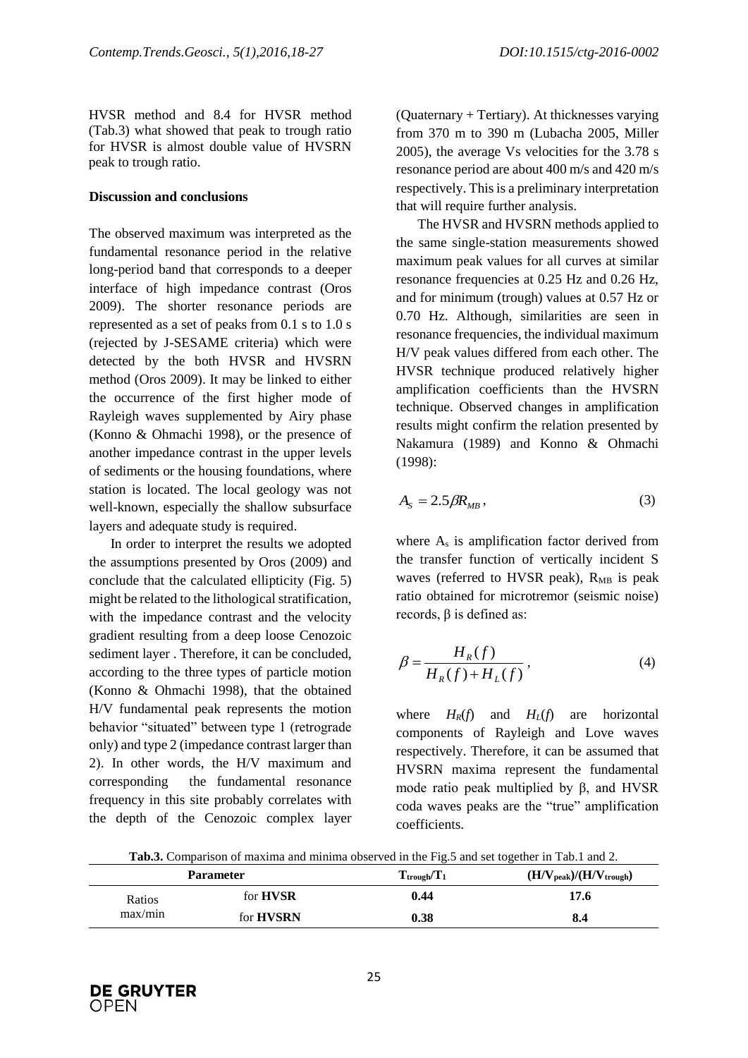HVSR method and 8.4 for HVSR method (Tab.3) what showed that peak to trough ratio for HVSR is almost double value of HVSRN peak to trough ratio.

**Discussion and conclusions**

The observed maximum was interpreted as the fundamental resonance period in the relative long-period band that corresponds to a deeper interface of high impedance contrast (Oros 2009). The shorter resonance periods are represented as a set of peaks from 0.1 s to 1.0 s (rejected by J-SESAME criteria) which were detected by the both HVSR and HVSRN method (Oros 2009). It may be linked to either the occurrence of the first higher mode of Rayleigh waves supplemented by Airy phase (Konno & Ohmachi 1998), or the presence of another impedance contrast in the upper levels of sediments or the housing foundations, where station is located. The local geology was not well-known, especially the shallow subsurface layers and adequate study is required.

In order to interpret the results we adopted the assumptions presented by Oros (2009) and conclude that the calculated ellipticity (Fig. 5) might be related to the lithological stratification, with the impedance contrast and the velocity gradient resulting from a deep loose Cenozoic sediment layer . Therefore, it can be concluded, according to the three types of particle motion (Konno & Ohmachi 1998), that the obtained H/V fundamental peak represents the motion behavior "situated" between type 1 (retrograde only) and type 2 (impedance contrast larger than 2). In other words, the H/V maximum and corresponding the fundamental resonance frequency in this site probably correlates with the depth of the Cenozoic complex layer (Quaternary + Tertiary). At thicknesses varying from 370 m to 390 m (Lubacha 2005, Miller 2005), the average Vs velocities for the 3.78 s resonance period are about 400 m/s and 420 m/s respectively. This is a preliminary interpretation that will require further analysis.

The HVSR and HVSRN methods applied to the same single-station measurements showed maximum peak values for all curves at similar resonance frequencies at 0.25 Hz and 0.26 Hz, and for minimum (trough) values at 0.57 Hz or 0.70 Hz. Although, similarities are seen in resonance frequencies, the individual maximum H/V peak values differed from each other. The HVSR technique produced relatively higher amplification coefficients than the HVSRN technique. Observed changes in amplification results might confirm the relation presented by Nakamura (1989) and Konno & Ohmachi (1998):

$$A_S = 2.5\beta R_{MB}, \tag{3}$$

where $A_s$ is amplification factor derived from the transfer function of vertically incident S waves (referred to HVSR peak), $R_{MB}$ is peak ratio obtained for microtremor (seismic noise) records, β is defined as:

$$\beta = \frac{H_R(f)}{H_R(f) + H_L(f)}, \tag{4}$$

where $H_R(f)$ and $H_L(f)$ are horizontal components of Rayleigh and Love waves respectively. Therefore, it can be assumed that HVSRN maxima represent the fundamental mode ratio peak multiplied by β, and HVSR coda waves peaks are the "true" amplification coefficients.

**Tab.3.** Comparison of maxima and minima observed in the Fig.5 and set together in Tab.1 and 2.

| Parameter | | $T_{trough}/T_1$ | $(H/V_{peak})/(H/V_{trough})$ |
|---|---|---|---|
| Ratios max/min | for **HVSR** | **0.44** | **17.6** |
| | for **HVSRN** | **0.38** | **8.4** |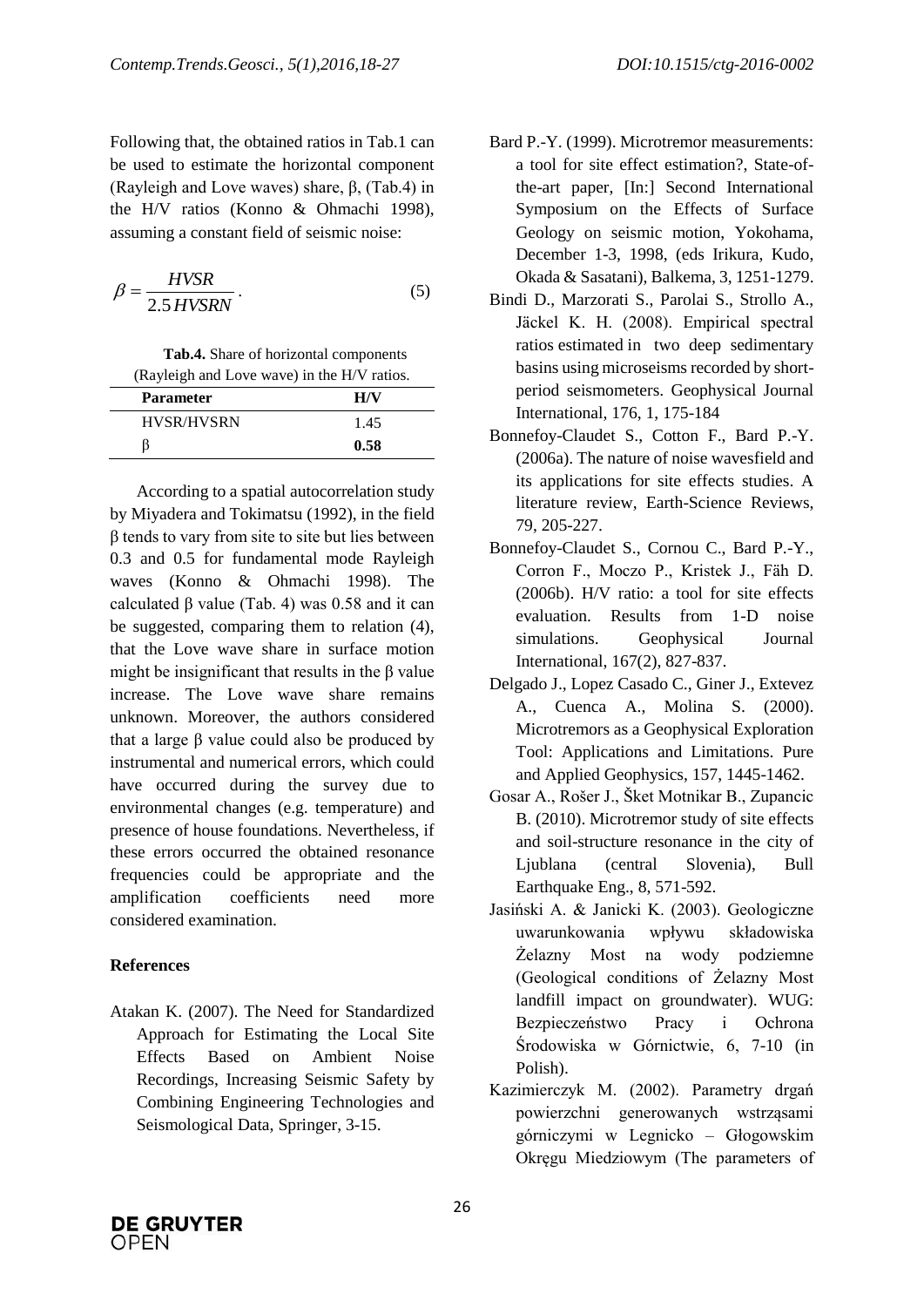Following that, the obtained ratios in Tab.1 can be used to estimate the horizontal component (Rayleigh and Love waves) share, β, (Tab.4) in the H/V ratios (Konno & Ohmachi 1998), assuming a constant field of seismic noise:

$$\beta = \frac{HVSR}{2.5\,HVSRN}. \tag{5}$$

**Tab.4.** Share of horizontal components (Rayleigh and Love wave) in the H/V ratios.

| Parameter | H/V |
|---|---|
| HVSR/HVSRN | 1.45 |
| β | **0.58** |

According to a spatial autocorrelation study by Miyadera and Tokimatsu (1992), in the field β tends to vary from site to site but lies between 0.3 and 0.5 for fundamental mode Rayleigh waves (Konno & Ohmachi 1998). The calculated β value (Tab. 4) was 0.58 and it can be suggested, comparing them to relation (4), that the Love wave share in surface motion might be insignificant that results in the β value increase. The Love wave share remains unknown. Moreover, the authors considered that a large β value could also be produced by instrumental and numerical errors, which could have occurred during the survey due to environmental changes (e.g. temperature) and presence of house foundations. Nevertheless, if these errors occurred the obtained resonance frequencies could be appropriate and the amplification coefficients need more considered examination.

## References

Atakan K. (2007). The Need for Standardized Approach for Estimating the Local Site Effects Based on Ambient Noise Recordings, Increasing Seismic Safety by Combining Engineering Technologies and Seismological Data, Springer, 3-15.

Bard P.-Y. (1999). Microtremor measurements: a tool for site effect estimation?, State-of-the-art paper, [In:] Second International Symposium on the Effects of Surface Geology on seismic motion, Yokohama, December 1-3, 1998, (eds Irikura, Kudo, Okada & Sasatani), Balkema, 3, 1251-1279.

Bindi D., Marzorati S., Parolai S., Strollo A., Jäckel K. H. (2008). Empirical spectral ratios estimated in two deep sedimentary basins using microseisms recorded by short-period seismometers. Geophysical Journal International, 176, 1, 175-184

Bonnefoy-Claudet S., Cotton F., Bard P.-Y. (2006a). The nature of noise wavesfield and its applications for site effects studies. A literature review, Earth-Science Reviews, 79, 205-227.

Bonnefoy-Claudet S., Cornou C., Bard P.-Y., Corron F., Moczo P., Kristek J., Fäh D. (2006b). H/V ratio: a tool for site effects evaluation. Results from 1-D noise simulations. Geophysical Journal International, 167(2), 827-837.

Delgado J., Lopez Casado C., Giner J., Extevez A., Cuenca A., Molina S. (2000). Microtremors as a Geophysical Exploration Tool: Applications and Limitations. Pure and Applied Geophysics, 157, 1445-1462.

Gosar A., Rošer J., Šket Motnikar B., Zupancic B. (2010). Microtremor study of site effects and soil-structure resonance in the city of Ljublana (central Slovenia), Bull Earthquake Eng., 8, 571-592.

Jasiński A. & Janicki K. (2003). Geologiczne uwarunkowania wpływu składowiska Żelazny Most na wody podziemne (Geological conditions of Żelazny Most landfill impact on groundwater). WUG: Bezpieczeństwo Pracy i Ochrona Środowiska w Górnictwie, 6, 7-10 (in Polish).

Kazimierczyk M. (2002). Parametry drgań powierzchni generowanych wstrząsami górniczymi w Legnicko – Głogowskim Okręgu Miedziowym (The parameters of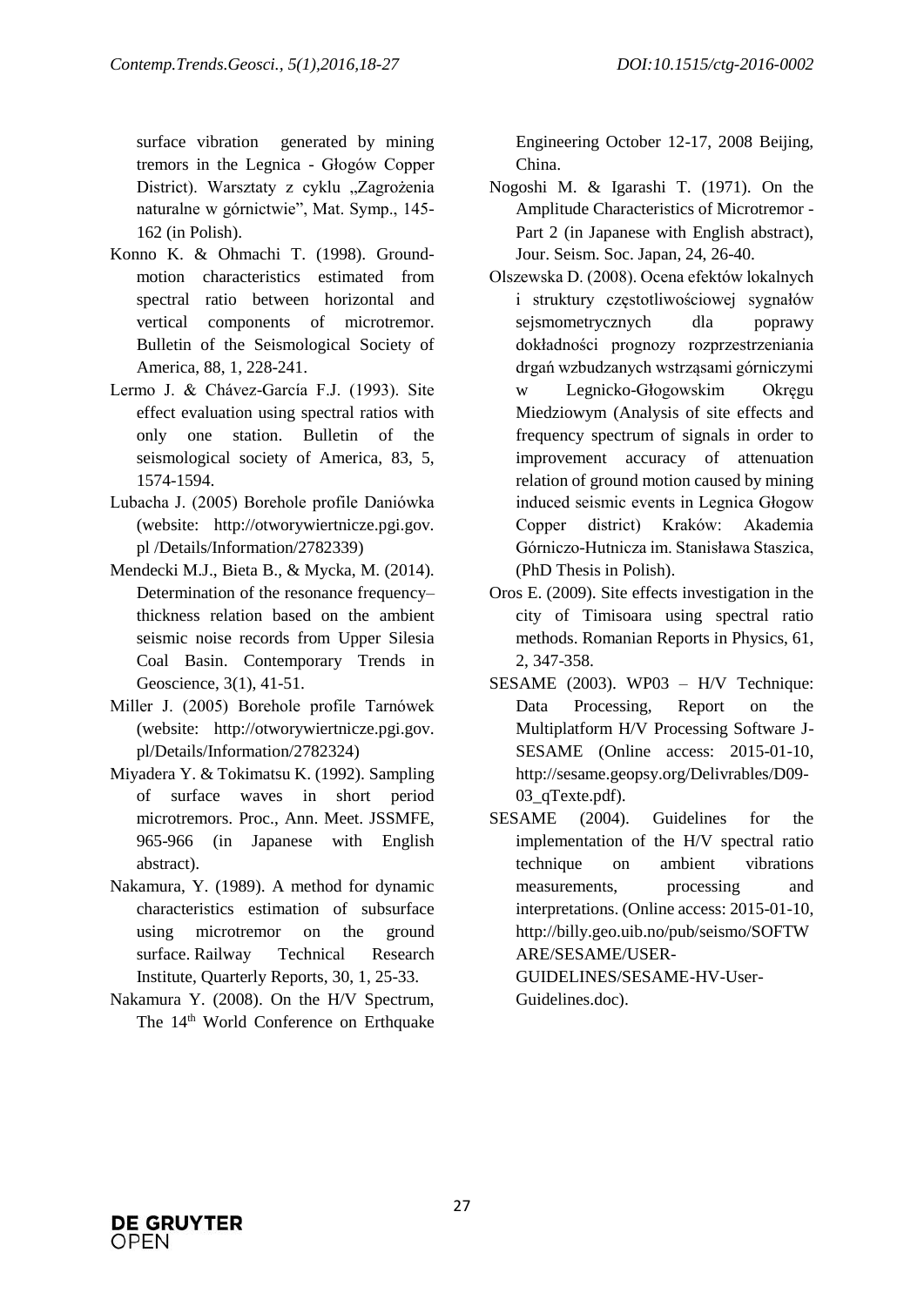surface vibration generated by mining tremors in the Legnica - Głogów Copper District). Warsztaty z cyklu „Zagrożenia naturalne w górnictwie", Mat. Symp., 145-162 (in Polish).

Konno K. & Ohmachi T. (1998). Ground-motion characteristics estimated from spectral ratio between horizontal and vertical components of microtremor. Bulletin of the Seismological Society of America, 88, 1, 228-241.

Lermo J. & Chávez-García F.J. (1993). Site effect evaluation using spectral ratios with only one station. Bulletin of the seismological society of America, 83, 5, 1574-1594.

Lubacha J. (2005) Borehole profile Daniówka (website: http://otworywiertnicze.pgi.gov.pl /Details/Information/2782339)

Mendecki M.J., Bieta B., & Mycka, M. (2014). Determination of the resonance frequency–thickness relation based on the ambient seismic noise records from Upper Silesia Coal Basin. Contemporary Trends in Geoscience, 3(1), 41-51.

Miller J. (2005) Borehole profile Tarnówek (website: http://otworywiertnicze.pgi.gov.pl/Details/Information/2782324)

Miyadera Y. & Tokimatsu K. (1992). Sampling of surface waves in short period microtremors. Proc., Ann. Meet. JSSMFE, 965-966 (in Japanese with English abstract).

Nakamura, Y. (1989). A method for dynamic characteristics estimation of subsurface using microtremor on the ground surface. Railway Technical Research Institute, Quarterly Reports, 30, 1, 25-33.

Nakamura Y. (2008). On the H/V Spectrum, The 14th World Conference on Erthquake Engineering October 12-17, 2008 Beijing, China.

Nogoshi M. & Igarashi T. (1971). On the Amplitude Characteristics of Microtremor - Part 2 (in Japanese with English abstract), Jour. Seism. Soc. Japan, 24, 26-40.

Olszewska D. (2008). Ocena efektów lokalnych i struktury częstotliwościowej sygnałów sejsmometrycznych dla poprawy dokładności prognozy rozprzestrzeniania drgań wzbudzanych wstrząsami górniczymi w Legnicko-Głogowskim Okręgu Miedziowym (Analysis of site effects and frequency spectrum of signals in order to improvement accuracy of attenuation relation of ground motion caused by mining induced seismic events in Legnica Głogow Copper district) Kraków: Akademia Górniczo-Hutnicza im. Stanisława Staszica, (PhD Thesis in Polish).

Oros E. (2009). Site effects investigation in the city of Timisoara using spectral ratio methods. Romanian Reports in Physics, 61, 2, 347-358.

SESAME (2003). WP03 – H/V Technique: Data Processing, Report on the Multiplatform H/V Processing Software J-SESAME (Online access: 2015-01-10, http://sesame.geopsy.org/Delivrables/D09-03_qTexte.pdf).

SESAME (2004). Guidelines for the implementation of the H/V spectral ratio technique on ambient vibrations measurements, processing and interpretations. (Online access: 2015-01-10, http://billy.geo.uib.no/pub/seismo/SOFTWARE/SESAME/USER-GUIDELINES/SESAME-HV-User-Guidelines.doc).